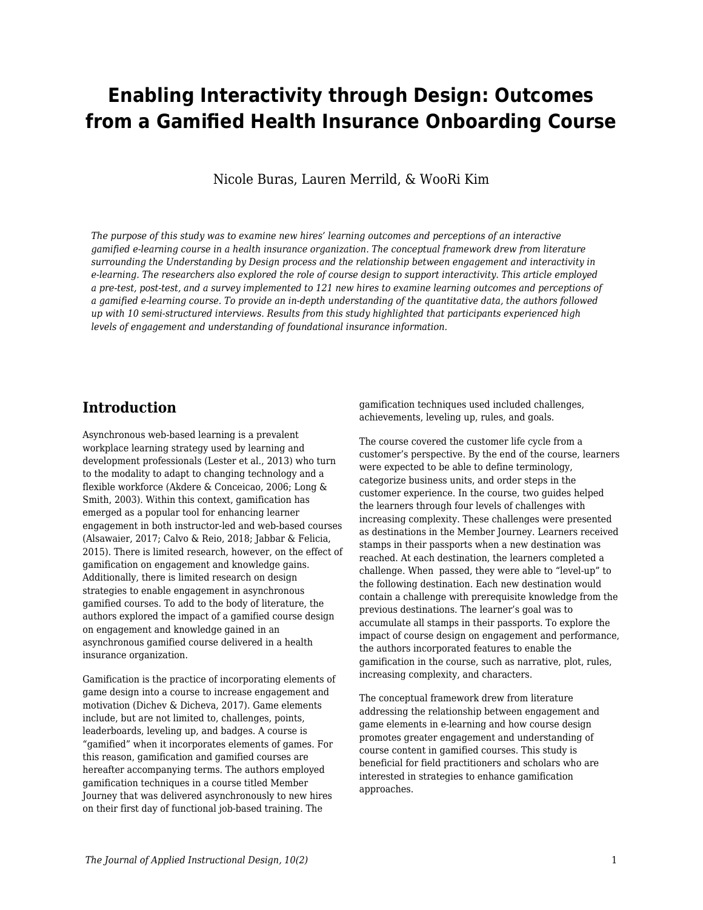# Enabling Interactivity through Design: Outcomes from a Gamified Health Insurance Onboarding Course

Nicole Buras, Lauren Merrild, & WooRi Kim

*The purpose of this study was to examine new hires' learning outcomes and perceptions of an interactive gamified e-learning course in a health insurance organization. The conceptual framework drew from literature surrounding the Understanding by Design process and the relationship between engagement and interactivity in e-learning. The researchers also explored the role of course design to support interactivity. This article employed a pre-test, post-test, and a survey implemented to 121 new hires to examine learning outcomes and perceptions of a gamified e-learning course. To provide an in-depth understanding of the quantitative data, the authors followed up with 10 semi-structured interviews. Results from this study highlighted that participants experienced high levels of engagement and understanding of foundational insurance information.*

## Introduction

Asynchronous web-based learning is a prevalent workplace learning strategy used by learning and development professionals (Lester et al., 2013) who turn to the modality to adapt to changing technology and a flexible workforce (Akdere & Conceicao, 2006; Long & Smith, 2003). Within this context, gamification has emerged as a popular tool for enhancing learner engagement in both instructor-led and web-based courses (Alsawaier, 2017; Calvo & Reio, 2018; Jabbar & Felicia, 2015). There is limited research, however, on the effect of gamification on engagement and knowledge gains. Additionally, there is limited research on design strategies to enable engagement in asynchronous gamified courses. To add to the body of literature, the authors explored the impact of a gamified course design on engagement and knowledge gained in an asynchronous gamified course delivered in a health insurance organization.

Gamification is the practice of incorporating elements of game design into a course to increase engagement and motivation (Dichev & Dicheva, 2017). Game elements include, but are not limited to, challenges, points, leaderboards, leveling up, and badges. A course is "gamified" when it incorporates elements of games. For this reason, gamification and gamified courses are hereafter accompanying terms. The authors employed gamification techniques in a course titled Member Journey that was delivered asynchronously to new hires on their first day of functional job-based training. The gamification techniques used included challenges, achievements, leveling up, rules, and goals.

The course covered the customer life cycle from a customer's perspective. By the end of the course, learners were expected to be able to define terminology, categorize business units, and order steps in the customer experience. In the course, two guides helped the learners through four levels of challenges with increasing complexity. These challenges were presented as destinations in the Member Journey. Learners received stamps in their passports when a new destination was reached. At each destination, the learners completed a challenge. When passed, they were able to "level-up" to the following destination. Each new destination would contain a challenge with prerequisite knowledge from the previous destinations. The learner's goal was to accumulate all stamps in their passports. To explore the impact of course design on engagement and performance, the authors incorporated features to enable the gamification in the course, such as narrative, plot, rules, increasing complexity, and characters.

The conceptual framework drew from literature addressing the relationship between engagement and game elements in e-learning and how course design promotes greater engagement and understanding of course content in gamified courses. This study is beneficial for field practitioners and scholars who are interested in strategies to enhance gamification approaches.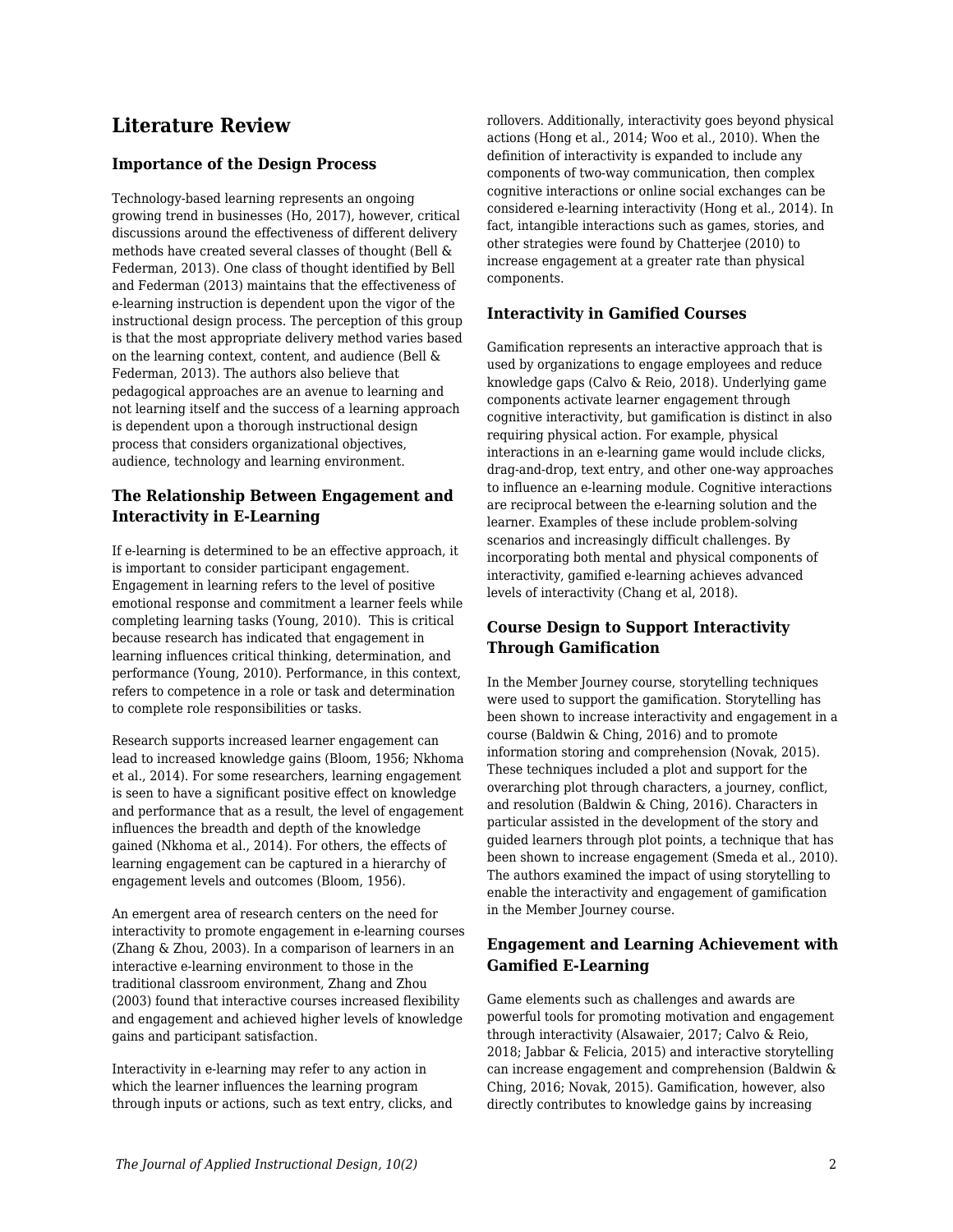## Literature Review

### Importance of the Design Process

Technology-based learning represents an ongoing growing trend in businesses (Ho, 2017), however, critical discussions around the effectiveness of different delivery methods have created several classes of thought (Bell & Federman, 2013). One class of thought identified by Bell and Federman (2013) maintains that the effectiveness of e-learning instruction is dependent upon the vigor of the instructional design process. The perception of this group is that the most appropriate delivery method varies based on the learning context, content, and audience (Bell & Federman, 2013). The authors also believe that pedagogical approaches are an avenue to learning and not learning itself and the success of a learning approach is dependent upon a thorough instructional design process that considers organizational objectives, audience, technology and learning environment.

### The Relationship Between Engagement and Interactivity in E-Learning

If e-learning is determined to be an effective approach, it is important to consider participant engagement. Engagement in learning refers to the level of positive emotional response and commitment a learner feels while completing learning tasks (Young, 2010). This is critical because research has indicated that engagement in learning influences critical thinking, determination, and performance (Young, 2010). Performance, in this context, refers to competence in a role or task and determination to complete role responsibilities or tasks.

Research supports increased learner engagement can lead to increased knowledge gains (Bloom, 1956; Nkhoma et al., 2014). For some researchers, learning engagement is seen to have a significant positive effect on knowledge and performance that as a result, the level of engagement influences the breadth and depth of the knowledge gained (Nkhoma et al., 2014). For others, the effects of learning engagement can be captured in a hierarchy of engagement levels and outcomes (Bloom, 1956).

An emergent area of research centers on the need for interactivity to promote engagement in e-learning courses (Zhang & Zhou, 2003). In a comparison of learners in an interactive e-learning environment to those in the traditional classroom environment, Zhang and Zhou (2003) found that interactive courses increased flexibility and engagement and achieved higher levels of knowledge gains and participant satisfaction.

Interactivity in e-learning may refer to any action in which the learner influences the learning program through inputs or actions, such as text entry, clicks, and rollovers. Additionally, interactivity goes beyond physical actions (Hong et al., 2014; Woo et al., 2010). When the definition of interactivity is expanded to include any components of two-way communication, then complex cognitive interactions or online social exchanges can be considered e-learning interactivity (Hong et al., 2014). In fact, intangible interactions such as games, stories, and other strategies were found by Chatterjee (2010) to increase engagement at a greater rate than physical components.

### Interactivity in Gamified Courses

Gamification represents an interactive approach that is used by organizations to engage employees and reduce knowledge gaps (Calvo & Reio, 2018). Underlying game components activate learner engagement through cognitive interactivity, but gamification is distinct in also requiring physical action. For example, physical interactions in an e-learning game would include clicks, drag-and-drop, text entry, and other one-way approaches to influence an e-learning module. Cognitive interactions are reciprocal between the e-learning solution and the learner. Examples of these include problem-solving scenarios and increasingly difficult challenges. By incorporating both mental and physical components of interactivity, gamified e-learning achieves advanced levels of interactivity (Chang et al, 2018).

### Course Design to Support Interactivity Through Gamification

In the Member Journey course, storytelling techniques were used to support the gamification. Storytelling has been shown to increase interactivity and engagement in a course (Baldwin & Ching, 2016) and to promote information storing and comprehension (Novak, 2015). These techniques included a plot and support for the overarching plot through characters, a journey, conflict, and resolution (Baldwin & Ching, 2016). Characters in particular assisted in the development of the story and guided learners through plot points, a technique that has been shown to increase engagement (Smeda et al., 2010). The authors examined the impact of using storytelling to enable the interactivity and engagement of gamification in the Member Journey course.

### Engagement and Learning Achievement with Gamified E-Learning

Game elements such as challenges and awards are powerful tools for promoting motivation and engagement through interactivity (Alsawaier, 2017; Calvo & Reio, 2018; Jabbar & Felicia, 2015) and interactive storytelling can increase engagement and comprehension (Baldwin & Ching, 2016; Novak, 2015). Gamification, however, also directly contributes to knowledge gains by increasing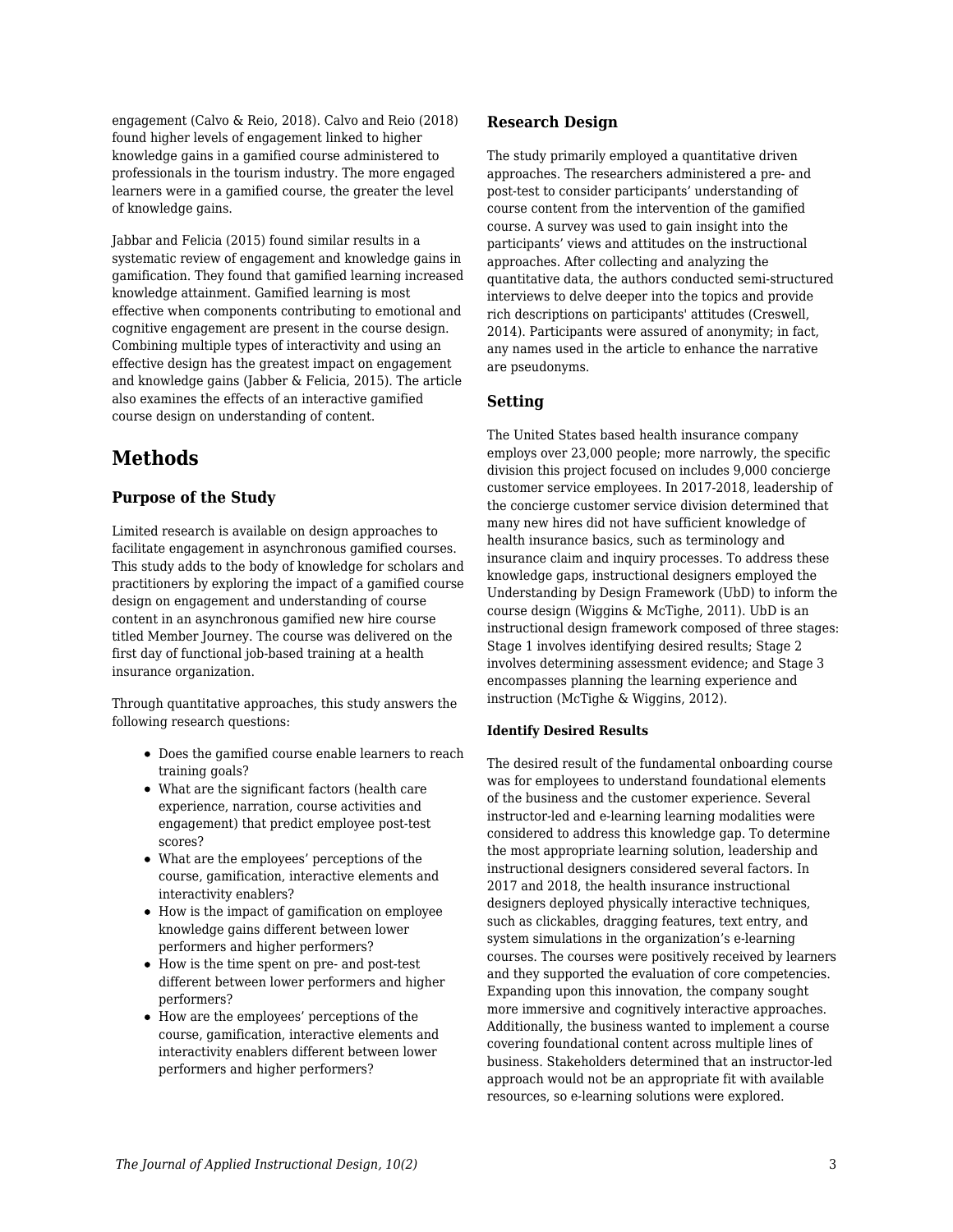engagement (Calvo & Reio, 2018). Calvo and Reio (2018) found higher levels of engagement linked to higher knowledge gains in a gamified course administered to professionals in the tourism industry. The more engaged learners were in a gamified course, the greater the level of knowledge gains.

Jabbar and Felicia (2015) found similar results in a systematic review of engagement and knowledge gains in gamification. They found that gamified learning increased knowledge attainment. Gamified learning is most effective when components contributing to emotional and cognitive engagement are present in the course design. Combining multiple types of interactivity and using an effective design has the greatest impact on engagement and knowledge gains (Jabber & Felicia, 2015). The article also examines the effects of an interactive gamified course design on understanding of content.

## Methods

### Purpose of the Study

Limited research is available on design approaches to facilitate engagement in asynchronous gamified courses. This study adds to the body of knowledge for scholars and practitioners by exploring the impact of a gamified course design on engagement and understanding of course content in an asynchronous gamified new hire course titled Member Journey. The course was delivered on the first day of functional job-based training at a health insurance organization.

Through quantitative approaches, this study answers the following research questions:

- Does the gamified course enable learners to reach training goals?
- What are the significant factors (health care experience, narration, course activities and engagement) that predict employee post-test scores?
- What are the employees' perceptions of the course, gamification, interactive elements and interactivity enablers?
- How is the impact of gamification on employee knowledge gains different between lower performers and higher performers?
- How is the time spent on pre- and post-test different between lower performers and higher performers?
- How are the employees' perceptions of the course, gamification, interactive elements and interactivity enablers different between lower performers and higher performers?

### Research Design

The study primarily employed a quantitative driven approaches. The researchers administered a pre- and post-test to consider participants' understanding of course content from the intervention of the gamified course. A survey was used to gain insight into the participants' views and attitudes on the instructional approaches. After collecting and analyzing the quantitative data, the authors conducted semi-structured interviews to delve deeper into the topics and provide rich descriptions on participants' attitudes (Creswell, 2014). Participants were assured of anonymity; in fact, any names used in the article to enhance the narrative are pseudonyms.

### Setting

The United States based health insurance company employs over 23,000 people; more narrowly, the specific division this project focused on includes 9,000 concierge customer service employees. In 2017-2018, leadership of the concierge customer service division determined that many new hires did not have sufficient knowledge of health insurance basics, such as terminology and insurance claim and inquiry processes. To address these knowledge gaps, instructional designers employed the Understanding by Design Framework (UbD) to inform the course design (Wiggins & McTighe, 2011). UbD is an instructional design framework composed of three stages: Stage 1 involves identifying desired results; Stage 2 involves determining assessment evidence; and Stage 3 encompasses planning the learning experience and instruction (McTighe & Wiggins, 2012).

#### Identify Desired Results

The desired result of the fundamental onboarding course was for employees to understand foundational elements of the business and the customer experience. Several instructor-led and e-learning learning modalities were considered to address this knowledge gap. To determine the most appropriate learning solution, leadership and instructional designers considered several factors. In 2017 and 2018, the health insurance instructional designers deployed physically interactive techniques, such as clickables, dragging features, text entry, and system simulations in the organization's e-learning courses. The courses were positively received by learners and they supported the evaluation of core competencies. Expanding upon this innovation, the company sought more immersive and cognitively interactive approaches. Additionally, the business wanted to implement a course covering foundational content across multiple lines of business. Stakeholders determined that an instructor-led approach would not be an appropriate fit with available resources, so e-learning solutions were explored.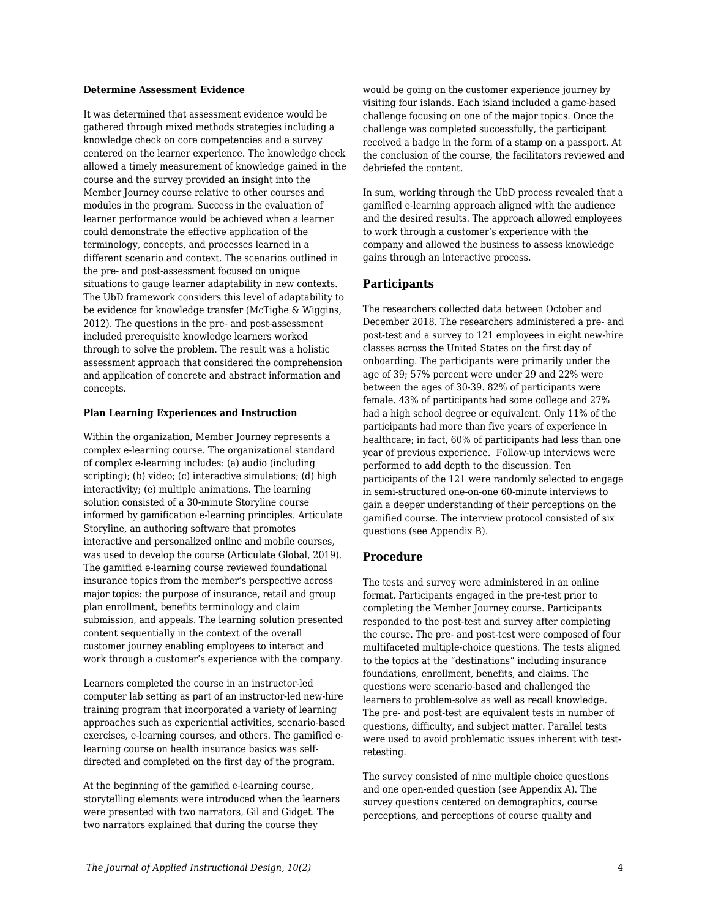#### Determine Assessment Evidence

It was determined that assessment evidence would be gathered through mixed methods strategies including a knowledge check on core competencies and a survey centered on the learner experience. The knowledge check allowed a timely measurement of knowledge gained in the course and the survey provided an insight into the Member Journey course relative to other courses and modules in the program. Success in the evaluation of learner performance would be achieved when a learner could demonstrate the effective application of the terminology, concepts, and processes learned in a different scenario and context. The scenarios outlined in the pre- and post-assessment focused on unique situations to gauge learner adaptability in new contexts. The UbD framework considers this level of adaptability to be evidence for knowledge transfer (McTighe & Wiggins, 2012). The questions in the pre- and post-assessment included prerequisite knowledge learners worked through to solve the problem. The result was a holistic assessment approach that considered the comprehension and application of concrete and abstract information and concepts.

#### Plan Learning Experiences and Instruction

Within the organization, Member Journey represents a complex e-learning course. The organizational standard of complex e-learning includes: (a) audio (including scripting); (b) video; (c) interactive simulations; (d) high interactivity; (e) multiple animations. The learning solution consisted of a 30-minute Storyline course informed by gamification e-learning principles. Articulate Storyline, an authoring software that promotes interactive and personalized online and mobile courses, was used to develop the course (Articulate Global, 2019). The gamified e-learning course reviewed foundational insurance topics from the member's perspective across major topics: the purpose of insurance, retail and group plan enrollment, benefits terminology and claim submission, and appeals. The learning solution presented content sequentially in the context of the overall customer journey enabling employees to interact and work through a customer's experience with the company.

Learners completed the course in an instructor-led computer lab setting as part of an instructor-led new-hire training program that incorporated a variety of learning approaches such as experiential activities, scenario-based exercises, e-learning courses, and others. The gamified e-learning course on health insurance basics was self-directed and completed on the first day of the program.

At the beginning of the gamified e-learning course, storytelling elements were introduced when the learners were presented with two narrators, Gil and Gidget. The two narrators explained that during the course they would be going on the customer experience journey by visiting four islands. Each island included a game-based challenge focusing on one of the major topics. Once the challenge was completed successfully, the participant received a badge in the form of a stamp on a passport. At the conclusion of the course, the facilitators reviewed and debriefed the content.

In sum, working through the UbD process revealed that a gamified e-learning approach aligned with the audience and the desired results. The approach allowed employees to work through a customer's experience with the company and allowed the business to assess knowledge gains through an interactive process.

## Participants

The researchers collected data between October and December 2018. The researchers administered a pre- and post-test and a survey to 121 employees in eight new-hire classes across the United States on the first day of onboarding. The participants were primarily under the age of 39; 57% percent were under 29 and 22% were between the ages of 30-39. 82% of participants were female. 43% of participants had some college and 27% had a high school degree or equivalent. Only 11% of the participants had more than five years of experience in healthcare; in fact, 60% of participants had less than one year of previous experience. Follow-up interviews were performed to add depth to the discussion. Ten participants of the 121 were randomly selected to engage in semi-structured one-on-one 60-minute interviews to gain a deeper understanding of their perceptions on the gamified course. The interview protocol consisted of six questions (see Appendix B).

## Procedure

The tests and survey were administered in an online format. Participants engaged in the pre-test prior to completing the Member Journey course. Participants responded to the post-test and survey after completing the course. The pre- and post-test were composed of four multifaceted multiple-choice questions. The tests aligned to the topics at the "destinations" including insurance foundations, enrollment, benefits, and claims. The questions were scenario-based and challenged the learners to problem-solve as well as recall knowledge. The pre- and post-test are equivalent tests in number of questions, difficulty, and subject matter. Parallel tests were used to avoid problematic issues inherent with test-retesting.

The survey consisted of nine multiple choice questions and one open-ended question (see Appendix A). The survey questions centered on demographics, course perceptions, and perceptions of course quality and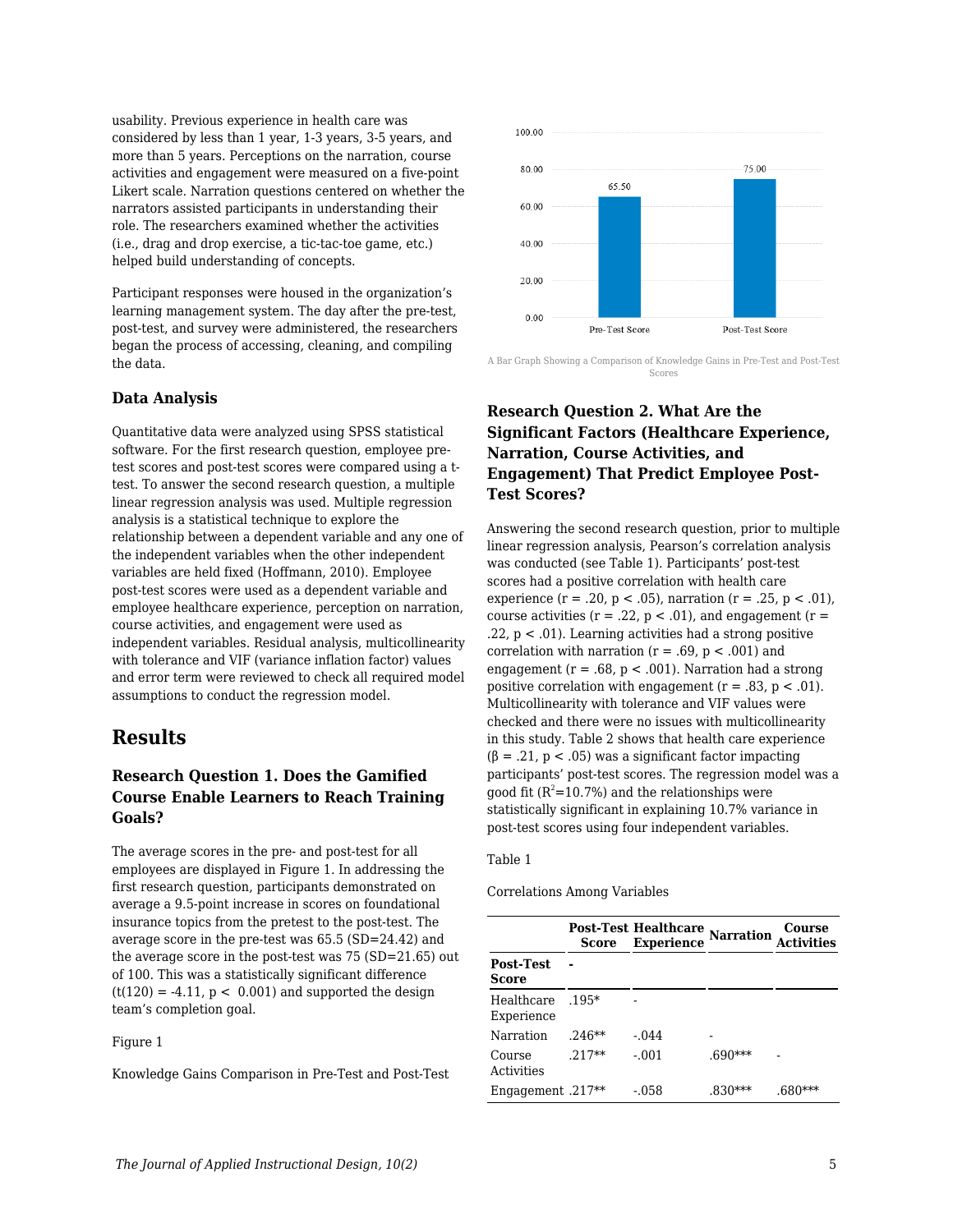usability. Previous experience in health care was considered by less than 1 year, 1-3 years, 3-5 years, and more than 5 years. Perceptions on the narration, course activities and engagement were measured on a five-point Likert scale. Narration questions centered on whether the narrators assisted participants in understanding their role. The researchers examined whether the activities (i.e., drag and drop exercise, a tic-tac-toe game, etc.) helped build understanding of concepts.

Participant responses were housed in the organization's learning management system. The day after the pre-test, post-test, and survey were administered, the researchers began the process of accessing, cleaning, and compiling the data.

### Data Analysis

Quantitative data were analyzed using SPSS statistical software. For the first research question, employee pre-test scores and post-test scores were compared using a t-test. To answer the second research question, a multiple linear regression analysis was used. Multiple regression analysis is a statistical technique to explore the relationship between a dependent variable and any one of the independent variables when the other independent variables are held fixed (Hoffmann, 2010). Employee post-test scores were used as a dependent variable and employee healthcare experience, perception on narration, course activities, and engagement were used as independent variables. Residual analysis, multicollinearity with tolerance and VIF (variance inflation factor) values and error term were reviewed to check all required model assumptions to conduct the regression model.

## Results

### Research Question 1. Does the Gamified Course Enable Learners to Reach Training Goals?

The average scores in the pre- and post-test for all employees are displayed in Figure 1. In addressing the first research question, participants demonstrated on average a 9.5-point increase in scores on foundational insurance topics from the pretest to the post-test. The average score in the pre-test was 65.5 (SD=24.42) and the average score in the post-test was 75 (SD=21.65) out of 100. This was a statistically significant difference ($t(120) = -4.11$, $p < 0.001$) and supported the design team's completion goal.

Figure 1

Knowledge Gains Comparison in Pre-Test and Post-Test

| | Pre-Test Score | Post-Test Score |
|---|---|---|
| Score | 65.50 | 75.00 |

A Bar Graph Showing a Comparison of Knowledge Gains in Pre-Test and Post-Test Scores

### Research Question 2. What Are the Significant Factors (Healthcare Experience, Narration, Course Activities, and Engagement) That Predict Employee Post-Test Scores?

Answering the second research question, prior to multiple linear regression analysis, Pearson's correlation analysis was conducted (see Table 1). Participants' post-test scores had a positive correlation with health care experience ($r = .20$, $p < .05$), narration ($r = .25$, $p < .01$), course activities ($r = .22$, $p < .01$), and engagement ($r = .22$, $p < .01$). Learning activities had a strong positive correlation with narration ($r = .69$, $p < .001$) and engagement ($r = .68$, $p < .001$). Narration had a strong positive correlation with engagement ($r = .83$, $p < .01$). Multicollinearity with tolerance and VIF values were checked and there were no issues with multicollinearity in this study. Table 2 shows that health care experience ($\beta = .21$, $p < .05$) was a significant factor impacting participants' post-test scores. The regression model was a good fit ($R^2$=10.7%) and the relationships were statistically significant in explaining 10.7% variance in post-test scores using four independent variables.

Table 1

Correlations Among Variables

| | Post-Test Score | Healthcare Experience | Narration | Course Activities |
|---|---|---|---|---|
| **Post-Test Score** | - | | | |
| Healthcare Experience | .195* | - | | |
| Narration | .246** | -.044 | - | |
| Course Activities | .217** | -.001 | .690*** | - |
| Engagement | .217** | -.058 | .830*** | .680*** |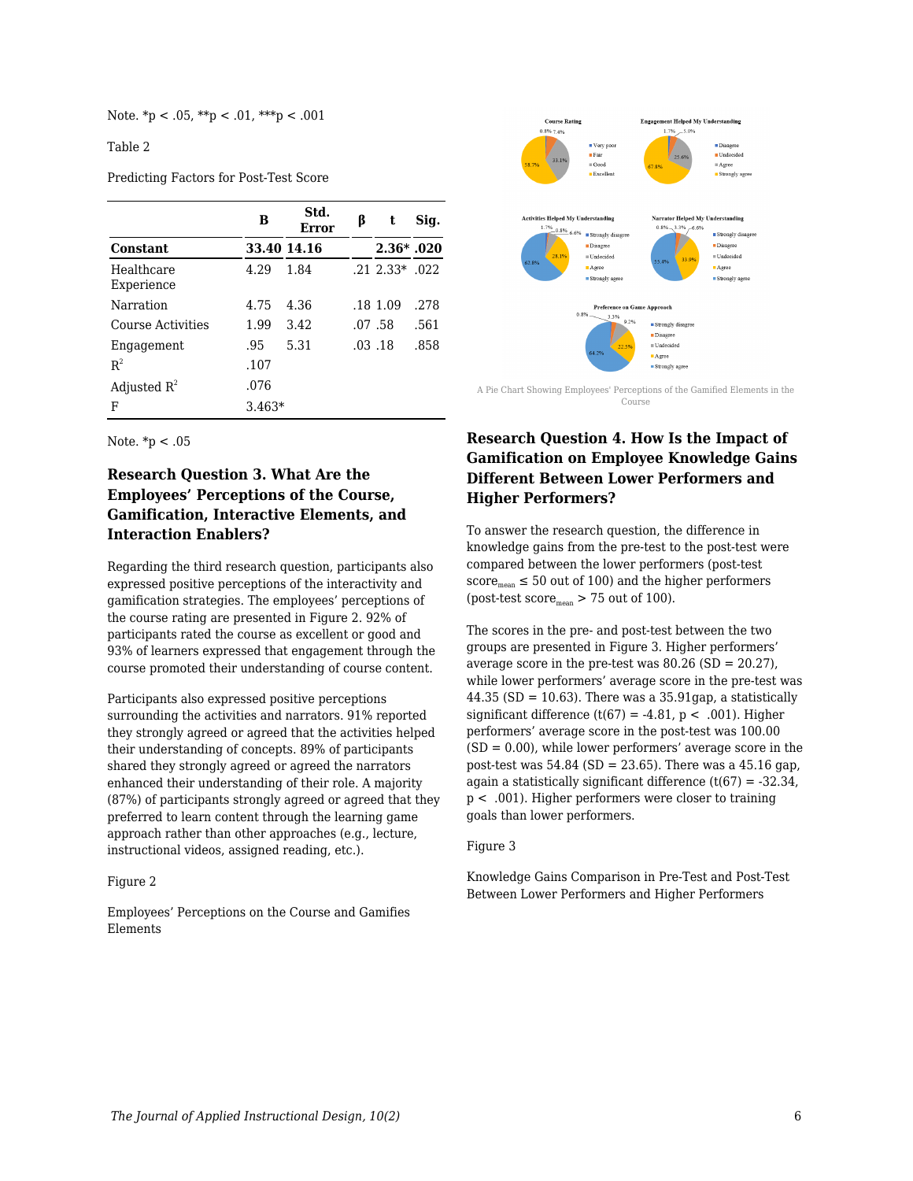Note. *p < .05, **p < .01, ***p < .001

Table 2

Predicting Factors for Post-Test Score

| | B | Std. Error | β | t | Sig. |
|---|---|---|---|---|---|
| **Constant** | **33.40** | **14.16** | | **2.36*** | **.020** |
| Healthcare Experience | 4.29 | 1.84 | .21 | 2.33* | .022 |
| Narration | 4.75 | 4.36 | .18 | 1.09 | .278 |
| Course Activities | 1.99 | 3.42 | .07 | .58 | .561 |
| Engagement | .95 | 5.31 | .03 | .18 | .858 |
| $R^2$ | .107 | | | | |
| Adjusted $R^2$ | .076 | | | | |
| F | 3.463* | | | | |

Note. *p < .05

### Research Question 3. What Are the Employees' Perceptions of the Course, Gamification, Interactive Elements, and Interaction Enablers?

Regarding the third research question, participants also expressed positive perceptions of the interactivity and gamification strategies. The employees' perceptions of the course rating are presented in Figure 2. 92% of participants rated the course as excellent or good and 93% of learners expressed that engagement through the course promoted their understanding of course content.

Participants also expressed positive perceptions surrounding the activities and narrators. 91% reported they strongly agreed or agreed that the activities helped their understanding of concepts. 89% of participants shared they strongly agreed or agreed the narrators enhanced their understanding of their role. A majority (87%) of participants strongly agreed or agreed that they preferred to learn content through the learning game approach rather than other approaches (e.g., lecture, instructional videos, assigned reading, etc.).

Figure 2

Employees' Perceptions on the Course and Gamifies Elements

A Pie Chart Showing Employees' Perceptions of the Gamified Elements in the Course

### Research Question 4. How Is the Impact of Gamification on Employee Knowledge Gains Different Between Lower Performers and Higher Performers?

To answer the research question, the difference in knowledge gains from the pre-test to the post-test were compared between the lower performers (post-test $score_{mean} \leq 50$ out of 100) and the higher performers (post-test $score_{mean} > 75$ out of 100).

The scores in the pre- and post-test between the two groups are presented in Figure 3. Higher performers' average score in the pre-test was 80.26 (SD = 20.27), while lower performers' average score in the pre-test was 44.35 (SD = 10.63). There was a 35.91gap, a statistically significant difference ($t(67) = -4.81$, $p < .001$). Higher performers' average score in the post-test was 100.00 (SD = 0.00), while lower performers' average score in the post-test was 54.84 (SD = 23.65). There was a 45.16 gap, again a statistically significant difference ($t(67) = -32.34$, $p < .001$). Higher performers were closer to training goals than lower performers.

Figure 3

Knowledge Gains Comparison in Pre-Test and Post-Test Between Lower Performers and Higher Performers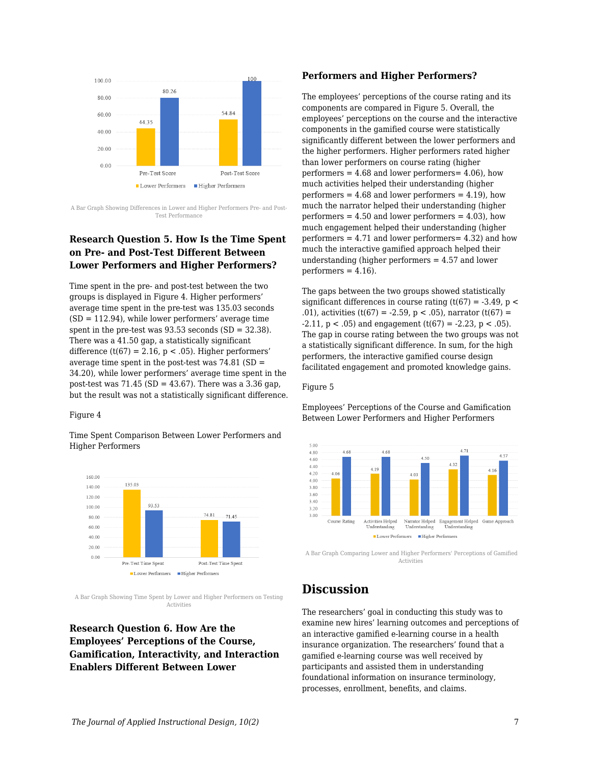A Bar Graph Showing Differences in Lower and Higher Performers Pre- and Post-Test Performance

### Research Question 5. How Is the Time Spent on Pre- and Post-Test Different Between Lower Performers and Higher Performers?

Time spent in the pre- and post-test between the two groups is displayed in Figure 4. Higher performers' average time spent in the pre-test was 135.03 seconds (SD = 112.94), while lower performers' average time spent in the pre-test was 93.53 seconds (SD = 32.38). There was a 41.50 gap, a statistically significant difference ($t(67) = 2.16$, $p < .05$). Higher performers' average time spent in the post-test was 74.81 (SD = 34.20), while lower performers' average time spent in the post-test was 71.45 (SD = 43.67). There was a 3.36 gap, but the result was not a statistically significant difference.

Figure 4

Time Spent Comparison Between Lower Performers and Higher Performers

A Bar Graph Showing Time Spent by Lower and Higher Performers on Testing Activities

### Research Question 6. How Are the Employees' Perceptions of the Course, Gamification, Interactivity, and Interaction Enablers Different Between Lower Performers and Higher Performers?

The employees' perceptions of the course rating and its components are compared in Figure 5. Overall, the employees' perceptions on the course and the interactive components in the gamified course were statistically significantly different between the lower performers and the higher performers. Higher performers rated higher than lower performers on course rating (higher performers = 4.68 and lower performers= 4.06), how much activities helped their understanding (higher performers = 4.68 and lower performers = 4.19), how much the narrator helped their understanding (higher performers = 4.50 and lower performers = 4.03), how much engagement helped their understanding (higher performers = 4.71 and lower performers= 4.32) and how much the interactive gamified approach helped their understanding (higher performers = 4.57 and lower performers = 4.16).

The gaps between the two groups showed statistically significant differences in course rating ($t(67) = -3.49$, $p < .01$), activities ($t(67) = -2.59$, $p < .05$), narrator ($t(67) = -2.11$, $p < .05$) and engagement ($t(67) = -2.23$, $p < .05$). The gap in course rating between the two groups was not a statistically significant difference. In sum, for the high performers, the interactive gamified course design facilitated engagement and promoted knowledge gains.

Figure 5

Employees' Perceptions of the Course and Gamification Between Lower Performers and Higher Performers

A Bar Graph Comparing Lower and Higher Performers' Perceptions of Gamified Activities

## Discussion

The researchers' goal in conducting this study was to examine new hires' learning outcomes and perceptions of an interactive gamified e-learning course in a health insurance organization. The researchers' found that a gamified e-learning course was well received by participants and assisted them in understanding foundational information on insurance terminology, processes, enrollment, benefits, and claims.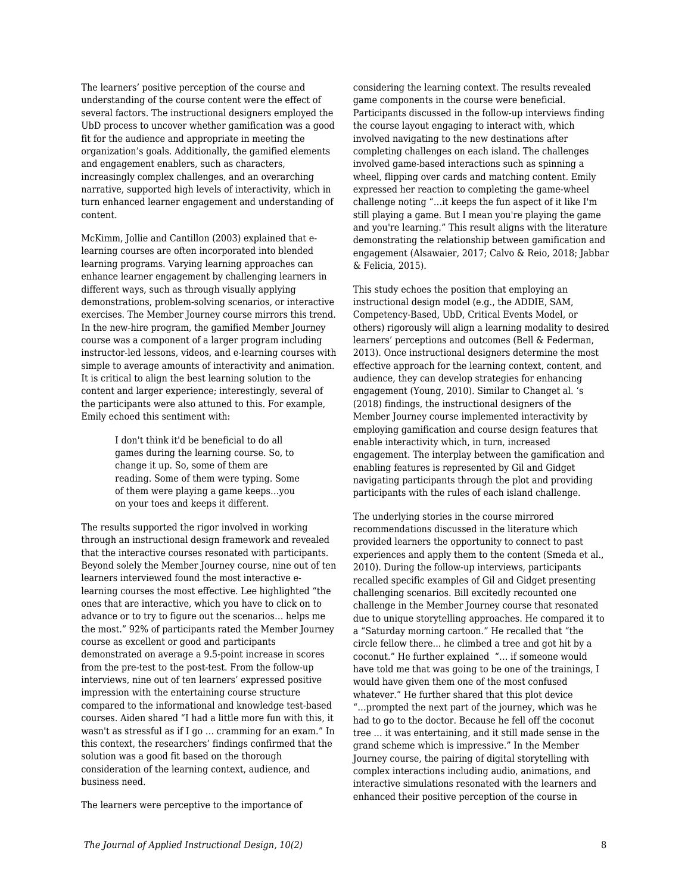The learners' positive perception of the course and understanding of the course content were the effect of several factors. The instructional designers employed the UbD process to uncover whether gamification was a good fit for the audience and appropriate in meeting the organization's goals. Additionally, the gamified elements and engagement enablers, such as characters, increasingly complex challenges, and an overarching narrative, supported high levels of interactivity, which in turn enhanced learner engagement and understanding of content.

McKimm, Jollie and Cantillon (2003) explained that e-learning courses are often incorporated into blended learning programs. Varying learning approaches can enhance learner engagement by challenging learners in different ways, such as through visually applying demonstrations, problem-solving scenarios, or interactive exercises. The Member Journey course mirrors this trend. In the new-hire program, the gamified Member Journey course was a component of a larger program including instructor-led lessons, videos, and e-learning courses with simple to average amounts of interactivity and animation. It is critical to align the best learning solution to the content and larger experience; interestingly, several of the participants were also attuned to this. For example, Emily echoed this sentiment with:

> I don't think it'd be beneficial to do all games during the learning course. So, to change it up. So, some of them are reading. Some of them were typing. Some of them were playing a game keeps…you on your toes and keeps it different.

The results supported the rigor involved in working through an instructional design framework and revealed that the interactive courses resonated with participants. Beyond solely the Member Journey course, nine out of ten learners interviewed found the most interactive e-learning courses the most effective. Lee highlighted "the ones that are interactive, which you have to click on to advance or to try to figure out the scenarios… helps me the most." 92% of participants rated the Member Journey course as excellent or good and participants demonstrated on average a 9.5-point increase in scores from the pre-test to the post-test. From the follow-up interviews, nine out of ten learners' expressed positive impression with the entertaining course structure compared to the informational and knowledge test-based courses. Aiden shared "I had a little more fun with this, it wasn't as stressful as if I go … cramming for an exam." In this context, the researchers' findings confirmed that the solution was a good fit based on the thorough consideration of the learning context, audience, and business need.

The learners were perceptive to the importance of considering the learning context. The results revealed game components in the course were beneficial. Participants discussed in the follow-up interviews finding the course layout engaging to interact with, which involved navigating to the new destinations after completing challenges on each island. The challenges involved game-based interactions such as spinning a wheel, flipping over cards and matching content. Emily expressed her reaction to completing the game-wheel challenge noting "…it keeps the fun aspect of it like I'm still playing a game. But I mean you're playing the game and you're learning." This result aligns with the literature demonstrating the relationship between gamification and engagement (Alsawaier, 2017; Calvo & Reio, 2018; Jabbar & Felicia, 2015).

This study echoes the position that employing an instructional design model (e.g., the ADDIE, SAM, Competency-Based, UbD, Critical Events Model, or others) rigorously will align a learning modality to desired learners' perceptions and outcomes (Bell & Federman, 2013). Once instructional designers determine the most effective approach for the learning context, content, and audience, they can develop strategies for enhancing engagement (Young, 2010). Similar to Changet al. 's (2018) findings, the instructional designers of the Member Journey course implemented interactivity by employing gamification and course design features that enable interactivity which, in turn, increased engagement. The interplay between the gamification and enabling features is represented by Gil and Gidget navigating participants through the plot and providing participants with the rules of each island challenge.

The underlying stories in the course mirrored recommendations discussed in the literature which provided learners the opportunity to connect to past experiences and apply them to the content (Smeda et al., 2010). During the follow-up interviews, participants recalled specific examples of Gil and Gidget presenting challenging scenarios. Bill excitedly recounted one challenge in the Member Journey course that resonated due to unique storytelling approaches. He compared it to a "Saturday morning cartoon." He recalled that "the circle fellow there... he climbed a tree and got hit by a coconut." He further explained "… if someone would have told me that was going to be one of the trainings, I would have given them one of the most confused whatever." He further shared that this plot device "…prompted the next part of the journey, which was he had to go to the doctor. Because he fell off the coconut tree … it was entertaining, and it still made sense in the grand scheme which is impressive." In the Member Journey course, the pairing of digital storytelling with complex interactions including audio, animations, and interactive simulations resonated with the learners and enhanced their positive perception of the course in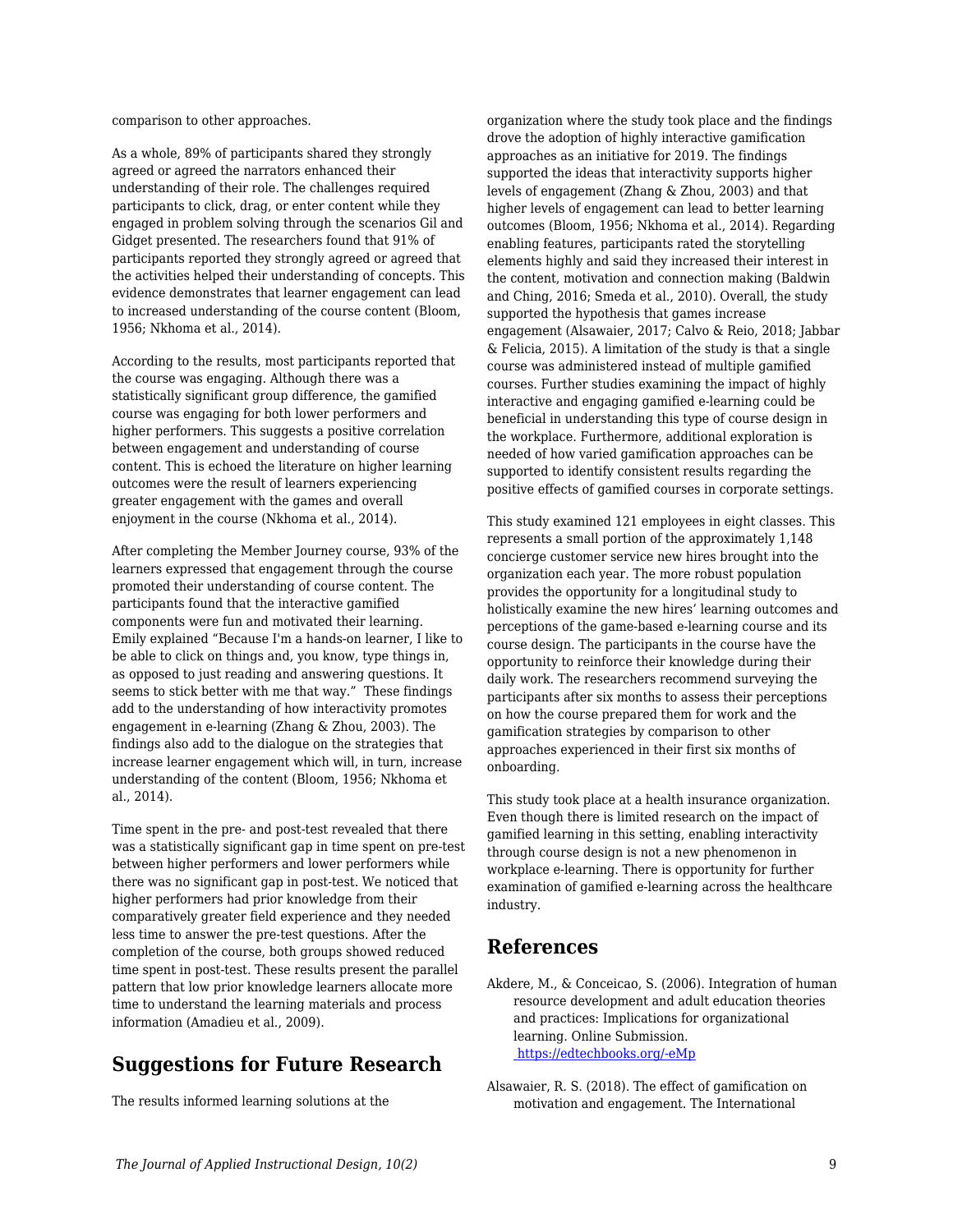comparison to other approaches.

As a whole, 89% of participants shared they strongly agreed or agreed the narrators enhanced their understanding of their role. The challenges required participants to click, drag, or enter content while they engaged in problem solving through the scenarios Gil and Gidget presented. The researchers found that 91% of participants reported they strongly agreed or agreed that the activities helped their understanding of concepts. This evidence demonstrates that learner engagement can lead to increased understanding of the course content (Bloom, 1956; Nkhoma et al., 2014).

According to the results, most participants reported that the course was engaging. Although there was a statistically significant group difference, the gamified course was engaging for both lower performers and higher performers. This suggests a positive correlation between engagement and understanding of course content. This is echoed the literature on higher learning outcomes were the result of learners experiencing greater engagement with the games and overall enjoyment in the course (Nkhoma et al., 2014).

After completing the Member Journey course, 93% of the learners expressed that engagement through the course promoted their understanding of course content. The participants found that the interactive gamified components were fun and motivated their learning. Emily explained "Because I'm a hands-on learner, I like to be able to click on things and, you know, type things in, as opposed to just reading and answering questions. It seems to stick better with me that way." These findings add to the understanding of how interactivity promotes engagement in e-learning (Zhang & Zhou, 2003). The findings also add to the dialogue on the strategies that increase learner engagement which will, in turn, increase understanding of the content (Bloom, 1956; Nkhoma et al., 2014).

Time spent in the pre- and post-test revealed that there was a statistically significant gap in time spent on pre-test between higher performers and lower performers while there was no significant gap in post-test. We noticed that higher performers had prior knowledge from their comparatively greater field experience and they needed less time to answer the pre-test questions. After the completion of the course, both groups showed reduced time spent in post-test. These results present the parallel pattern that low prior knowledge learners allocate more time to understand the learning materials and process information (Amadieu et al., 2009).

## Suggestions for Future Research

The results informed learning solutions at the organization where the study took place and the findings drove the adoption of highly interactive gamification approaches as an initiative for 2019. The findings supported the ideas that interactivity supports higher levels of engagement (Zhang & Zhou, 2003) and that higher levels of engagement can lead to better learning outcomes (Bloom, 1956; Nkhoma et al., 2014). Regarding enabling features, participants rated the storytelling elements highly and said they increased their interest in the content, motivation and connection making (Baldwin and Ching, 2016; Smeda et al., 2010). Overall, the study supported the hypothesis that games increase engagement (Alsawaier, 2017; Calvo & Reio, 2018; Jabbar & Felicia, 2015). A limitation of the study is that a single course was administered instead of multiple gamified courses. Further studies examining the impact of highly interactive and engaging gamified e-learning could be beneficial in understanding this type of course design in the workplace. Furthermore, additional exploration is needed of how varied gamification approaches can be supported to identify consistent results regarding the positive effects of gamified courses in corporate settings.

This study examined 121 employees in eight classes. This represents a small portion of the approximately 1,148 concierge customer service new hires brought into the organization each year. The more robust population provides the opportunity for a longitudinal study to holistically examine the new hires' learning outcomes and perceptions of the game-based e-learning course and its course design. The participants in the course have the opportunity to reinforce their knowledge during their daily work. The researchers recommend surveying the participants after six months to assess their perceptions on how the course prepared them for work and the gamification strategies by comparison to other approaches experienced in their first six months of onboarding.

This study took place at a health insurance organization. Even though there is limited research on the impact of gamified learning in this setting, enabling interactivity through course design is not a new phenomenon in workplace e-learning. There is opportunity for further examination of gamified e-learning across the healthcare industry.

## References

Akdere, M., & Conceicao, S. (2006). Integration of human resource development and adult education theories and practices: Implications for organizational learning. Online Submission. https://edtechbooks.org/-eMp

Alsawaier, R. S. (2018). The effect of gamification on motivation and engagement. The International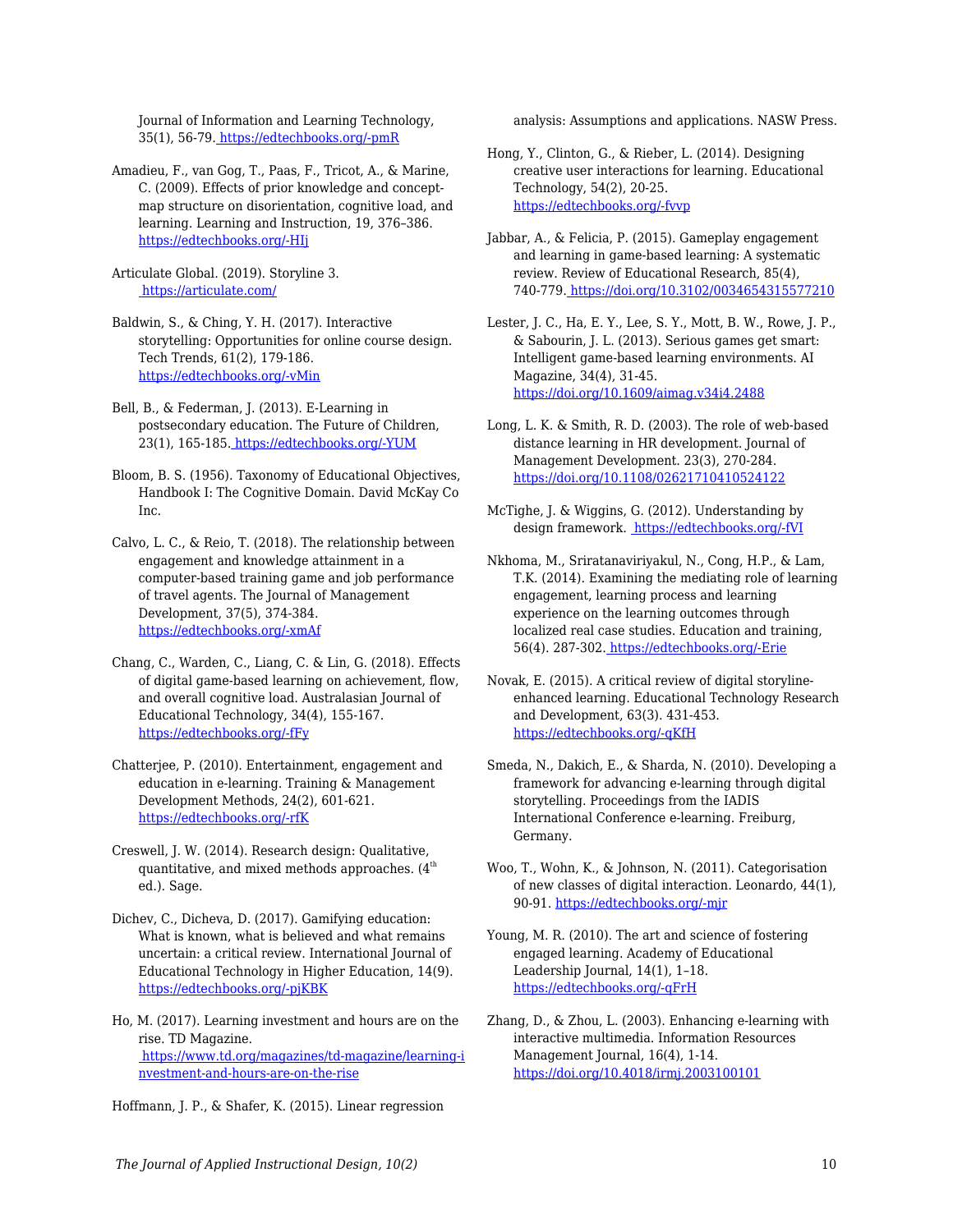Journal of Information and Learning Technology, 35(1), 56-79. https://edtechbooks.org/-pmR

Amadieu, F., van Gog, T., Paas, F., Tricot, A., & Marine, C. (2009). Effects of prior knowledge and concept-map structure on disorientation, cognitive load, and learning. Learning and Instruction, 19, 376–386. https://edtechbooks.org/-HIj

Articulate Global. (2019). Storyline 3. https://articulate.com/

Baldwin, S., & Ching, Y. H. (2017). Interactive storytelling: Opportunities for online course design. Tech Trends, 61(2), 179-186. https://edtechbooks.org/-vMin

Bell, B., & Federman, J. (2013). E-Learning in postsecondary education. The Future of Children, 23(1), 165-185. https://edtechbooks.org/-YUM

Bloom, B. S. (1956). Taxonomy of Educational Objectives, Handbook I: The Cognitive Domain. David McKay Co Inc.

Calvo, L. C., & Reio, T. (2018). The relationship between engagement and knowledge attainment in a computer-based training game and job performance of travel agents. The Journal of Management Development, 37(5), 374-384. https://edtechbooks.org/-xmAf

Chang, C., Warden, C., Liang, C. & Lin, G. (2018). Effects of digital game-based learning on achievement, flow, and overall cognitive load. Australasian Journal of Educational Technology, 34(4), 155-167. https://edtechbooks.org/-fFy

Chatterjee, P. (2010). Entertainment, engagement and education in e-learning. Training & Management Development Methods, 24(2), 601-621. https://edtechbooks.org/-rfK

Creswell, J. W. (2014). Research design: Qualitative, quantitative, and mixed methods approaches. (4th ed.). Sage.

Dichev, C., Dicheva, D. (2017). Gamifying education: What is known, what is believed and what remains uncertain: a critical review. International Journal of Educational Technology in Higher Education, 14(9). https://edtechbooks.org/-pjKBK

Ho, M. (2017). Learning investment and hours are on the rise. TD Magazine. https://www.td.org/magazines/td-magazine/learning-investment-and-hours-are-on-the-rise

Hoffmann, J. P., & Shafer, K. (2015). Linear regression analysis: Assumptions and applications. NASW Press.

Hong, Y., Clinton, G., & Rieber, L. (2014). Designing creative user interactions for learning. Educational Technology, 54(2), 20-25. https://edtechbooks.org/-fvvp

Jabbar, A., & Felicia, P. (2015). Gameplay engagement and learning in game-based learning: A systematic review. Review of Educational Research, 85(4), 740-779. https://doi.org/10.3102/0034654315577210

Lester, J. C., Ha, E. Y., Lee, S. Y., Mott, B. W., Rowe, J. P., & Sabourin, J. L. (2013). Serious games get smart: Intelligent game-based learning environments. AI Magazine, 34(4), 31-45. https://doi.org/10.1609/aimag.v34i4.2488

Long, L. K. & Smith, R. D. (2003). The role of web-based distance learning in HR development. Journal of Management Development. 23(3), 270-284. https://doi.org/10.1108/02621710410524122

McTighe, J. & Wiggins, G. (2012). Understanding by design framework. https://edtechbooks.org/-fVI

Nkhoma, M., Sriratanaviriyakul, N., Cong, H.P., & Lam, T.K. (2014). Examining the mediating role of learning engagement, learning process and learning experience on the learning outcomes through localized real case studies. Education and training, 56(4). 287-302. https://edtechbooks.org/-Erie

Novak, E. (2015). A critical review of digital storyline-enhanced learning. Educational Technology Research and Development, 63(3). 431-453. https://edtechbooks.org/-qKfH

Smeda, N., Dakich, E., & Sharda, N. (2010). Developing a framework for advancing e-learning through digital storytelling. Proceedings from the IADIS International Conference e-learning. Freiburg, Germany.

Woo, T., Wohn, K., & Johnson, N. (2011). Categorisation of new classes of digital interaction. Leonardo, 44(1), 90-91. https://edtechbooks.org/-mjr

Young, M. R. (2010). The art and science of fostering engaged learning. Academy of Educational Leadership Journal, 14(1), 1–18. https://edtechbooks.org/-qFrH

Zhang, D., & Zhou, L. (2003). Enhancing e-learning with interactive multimedia. Information Resources Management Journal, 16(4), 1-14. https://doi.org/10.4018/irmj.2003100101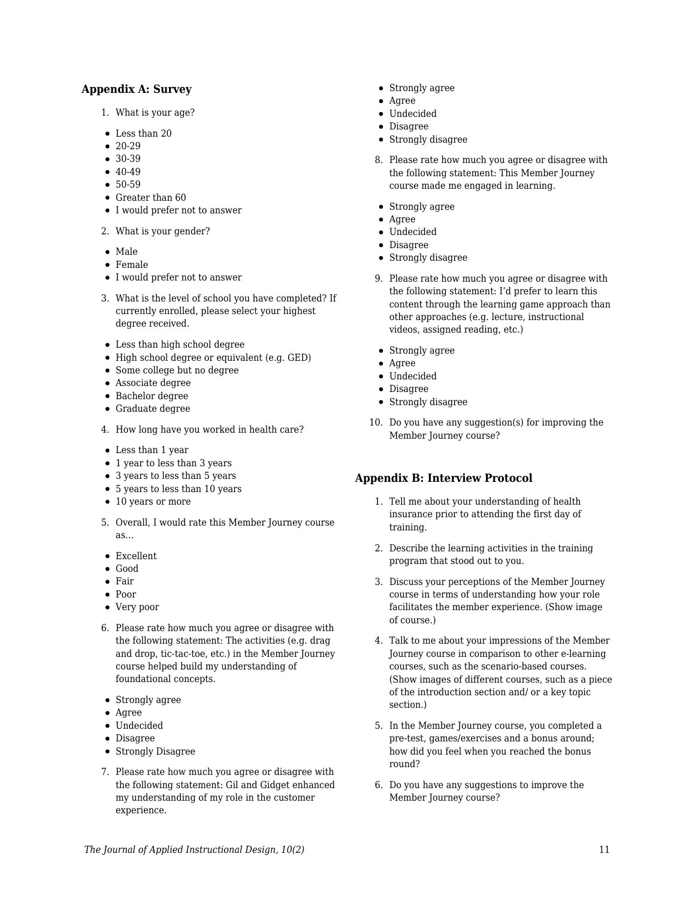## Appendix A: Survey

1. What is your age?

- Less than 20
- 20-29
- 30-39
- 40-49
- 50-59
- Greater than 60
- I would prefer not to answer

2. What is your gender?

- Male
- Female
- I would prefer not to answer

3. What is the level of school you have completed? If currently enrolled, please select your highest degree received.

- Less than high school degree
- High school degree or equivalent (e.g. GED)
- Some college but no degree
- Associate degree
- Bachelor degree
- Graduate degree

4. How long have you worked in health care?

- Less than 1 year
- 1 year to less than 3 years
- 3 years to less than 5 years
- 5 years to less than 10 years
- 10 years or more

5. Overall, I would rate this Member Journey course as…

- Excellent
- Good
- Fair
- Poor
- Very poor

6. Please rate how much you agree or disagree with the following statement: The activities (e.g. drag and drop, tic-tac-toe, etc.) in the Member Journey course helped build my understanding of foundational concepts.

- Strongly agree
- Agree
- Undecided
- Disagree
- Strongly Disagree

7. Please rate how much you agree or disagree with the following statement: Gil and Gidget enhanced my understanding of my role in the customer experience.

- Strongly agree
- Agree
- Undecided
- Disagree
- Strongly disagree

8. Please rate how much you agree or disagree with the following statement: This Member Journey course made me engaged in learning.

- Strongly agree
- Agree
- Undecided
- Disagree
- Strongly disagree

9. Please rate how much you agree or disagree with the following statement: I'd prefer to learn this content through the learning game approach than other approaches (e.g. lecture, instructional videos, assigned reading, etc.)

- Strongly agree
- Agree
- Undecided
- Disagree
- Strongly disagree

10. Do you have any suggestion(s) for improving the Member Journey course?

## Appendix B: Interview Protocol

1. Tell me about your understanding of health insurance prior to attending the first day of training.
2. Describe the learning activities in the training program that stood out to you.
3. Discuss your perceptions of the Member Journey course in terms of understanding how your role facilitates the member experience. (Show image of course.)
4. Talk to me about your impressions of the Member Journey course in comparison to other e-learning courses, such as the scenario-based courses. (Show images of different courses, such as a piece of the introduction section and/ or a key topic section.)
5. In the Member Journey course, you completed a pre-test, games/exercises and a bonus around; how did you feel when you reached the bonus round?
6. Do you have any suggestions to improve the Member Journey course?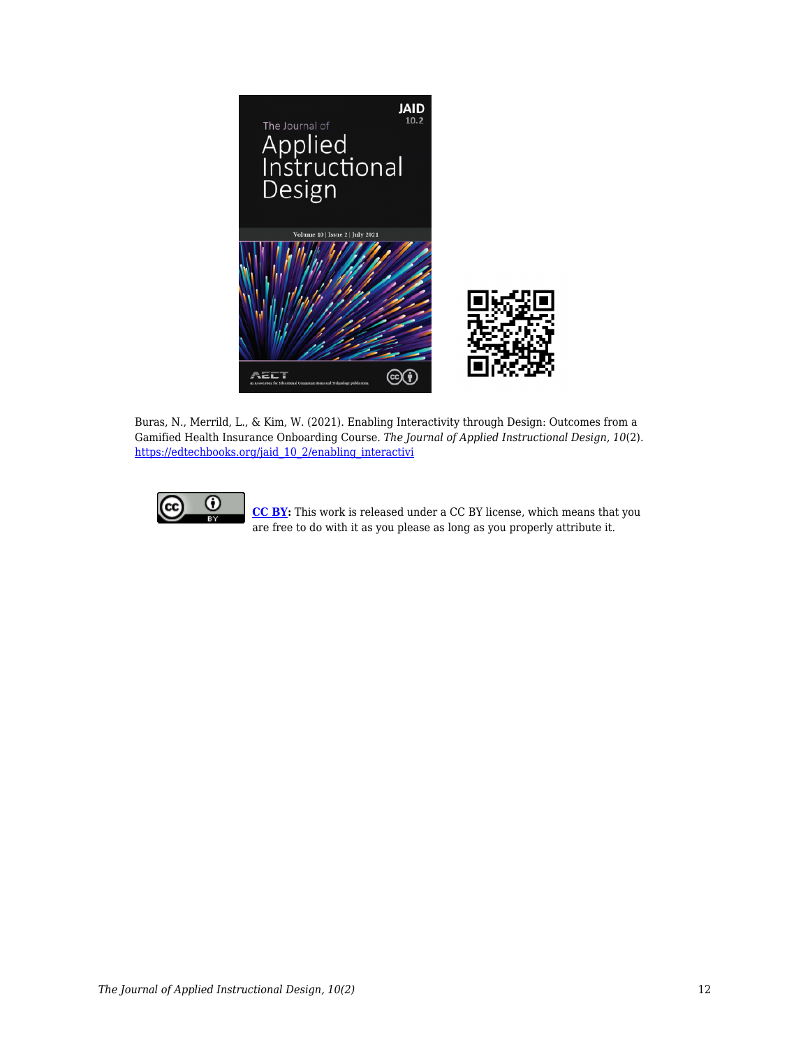Buras, N., Merrild, L., & Kim, W. (2021). Enabling Interactivity through Design: Outcomes from a Gamified Health Insurance Onboarding Course. *The Journal of Applied Instructional Design, 10*(2). https://edtechbooks.org/jaid_10_2/enabling_interactivi

**CC BY:** This work is released under a CC BY license, which means that you are free to do with it as you please as long as you properly attribute it.